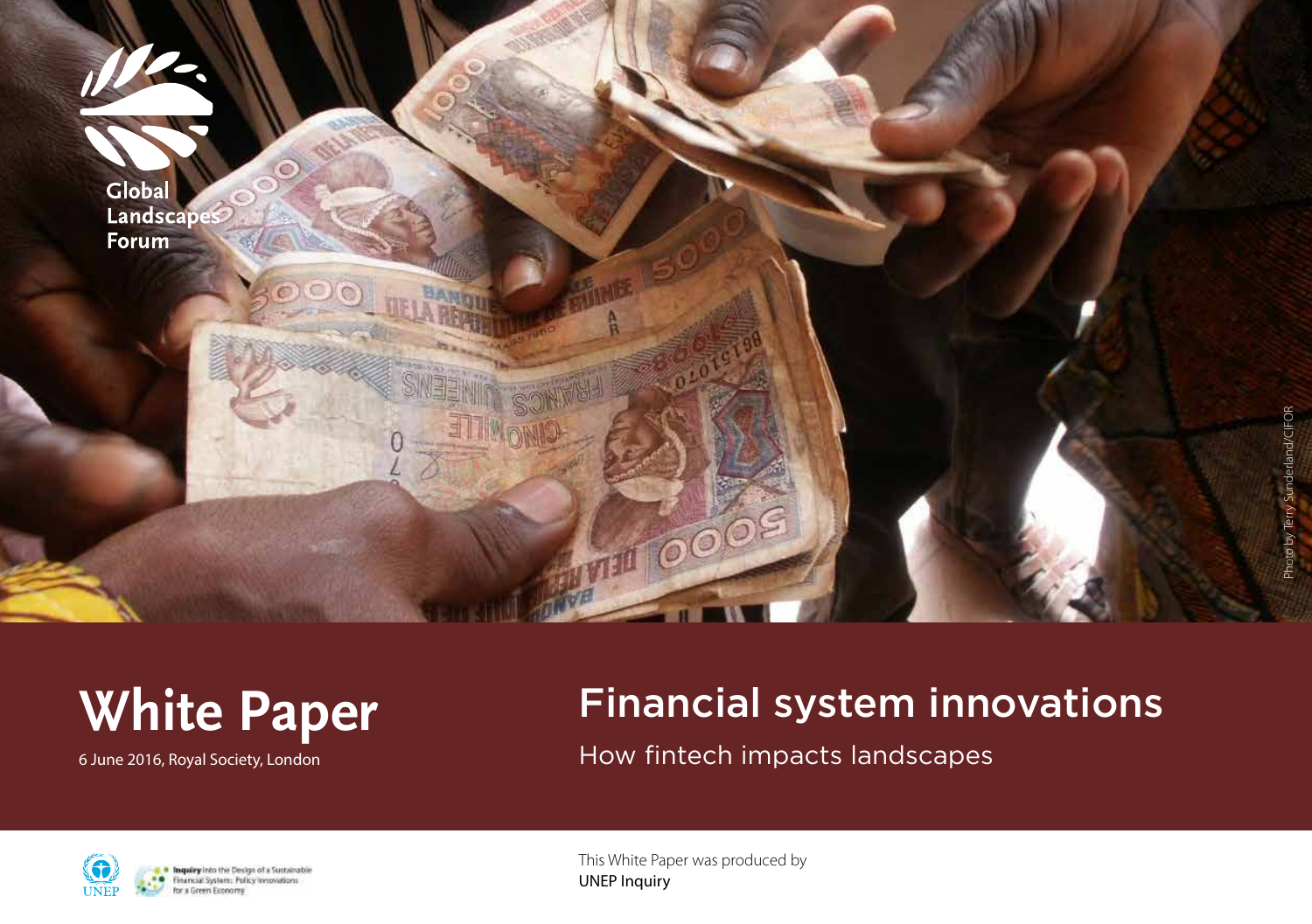Global Landscapes Forum

Photo by Terry Sunderland/CIFOR

# White Paper

6 June 2016, Royal Society, London

# Financial system innovations

## How fintech impacts landscapes

UNEP

Inquiry into the Design of a Sustainable Financial System: Policy Innovations for a Green Economy

This White Paper was produced by
UNEP Inquiry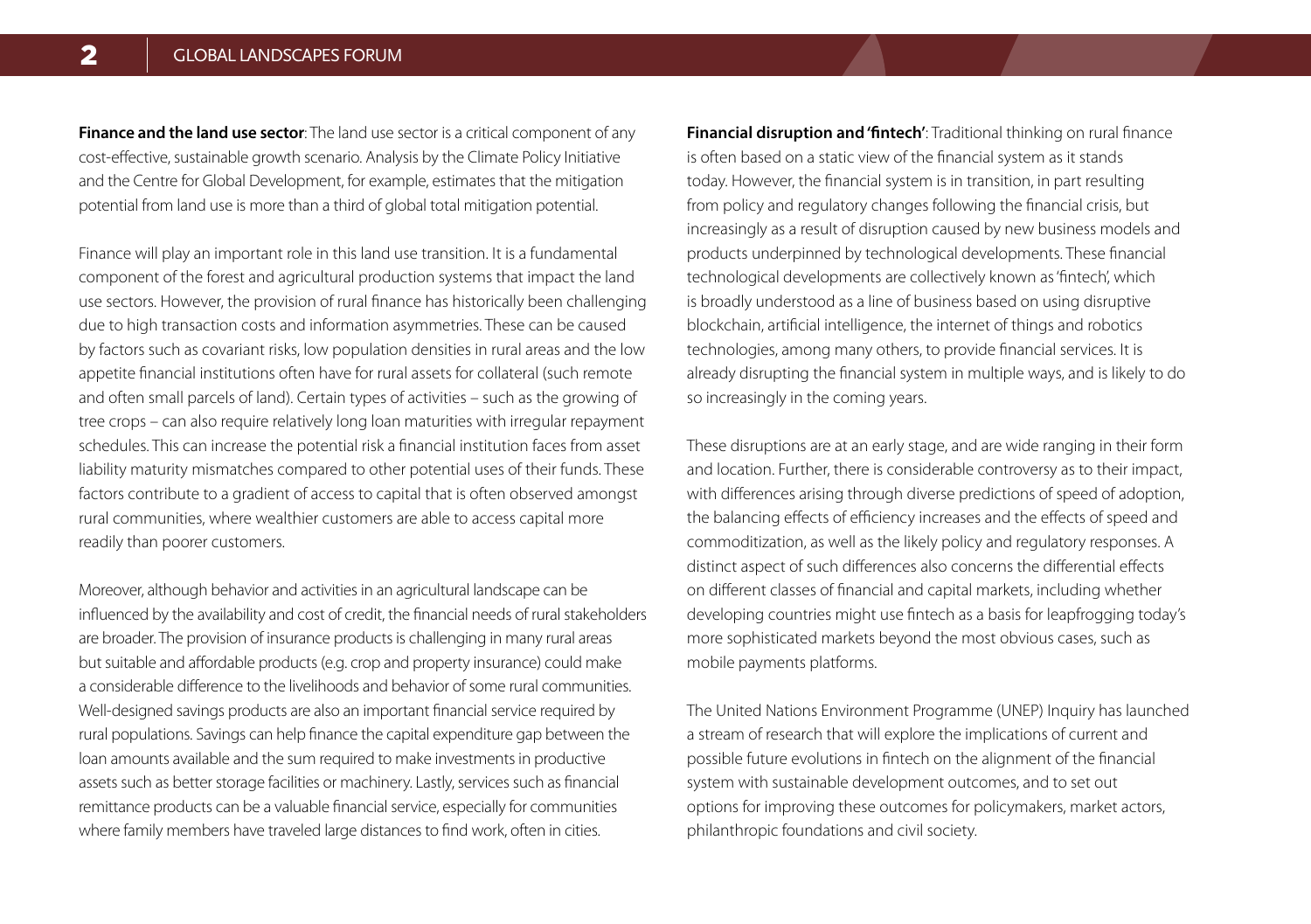**Finance and the land use sector**: The land use sector is a critical component of any cost-effective, sustainable growth scenario. Analysis by the Climate Policy Initiative and the Centre for Global Development, for example, estimates that the mitigation potential from land use is more than a third of global total mitigation potential.

Finance will play an important role in this land use transition. It is a fundamental component of the forest and agricultural production systems that impact the land use sectors. However, the provision of rural finance has historically been challenging due to high transaction costs and information asymmetries. These can be caused by factors such as covariant risks, low population densities in rural areas and the low appetite financial institutions often have for rural assets for collateral (such remote and often small parcels of land). Certain types of activities – such as the growing of tree crops – can also require relatively long loan maturities with irregular repayment schedules. This can increase the potential risk a financial institution faces from asset liability maturity mismatches compared to other potential uses of their funds. These factors contribute to a gradient of access to capital that is often observed amongst rural communities, where wealthier customers are able to access capital more readily than poorer customers.

Moreover, although behavior and activities in an agricultural landscape can be influenced by the availability and cost of credit, the financial needs of rural stakeholders are broader. The provision of insurance products is challenging in many rural areas but suitable and affordable products (e.g. crop and property insurance) could make a considerable difference to the livelihoods and behavior of some rural communities. Well-designed savings products are also an important financial service required by rural populations. Savings can help finance the capital expenditure gap between the loan amounts available and the sum required to make investments in productive assets such as better storage facilities or machinery. Lastly, services such as financial remittance products can be a valuable financial service, especially for communities where family members have traveled large distances to find work, often in cities.

**Financial disruption and 'fintech'**: Traditional thinking on rural finance is often based on a static view of the financial system as it stands today. However, the financial system is in transition, in part resulting from policy and regulatory changes following the financial crisis, but increasingly as a result of disruption caused by new business models and products underpinned by technological developments. These financial technological developments are collectively known as 'fintech', which is broadly understood as a line of business based on using disruptive blockchain, artificial intelligence, the internet of things and robotics technologies, among many others, to provide financial services. It is already disrupting the financial system in multiple ways, and is likely to do so increasingly in the coming years.

These disruptions are at an early stage, and are wide ranging in their form and location. Further, there is considerable controversy as to their impact, with differences arising through diverse predictions of speed of adoption, the balancing effects of efficiency increases and the effects of speed and commoditization, as well as the likely policy and regulatory responses. A distinct aspect of such differences also concerns the differential effects on different classes of financial and capital markets, including whether developing countries might use fintech as a basis for leapfrogging today's more sophisticated markets beyond the most obvious cases, such as mobile payments platforms.

The United Nations Environment Programme (UNEP) Inquiry has launched a stream of research that will explore the implications of current and possible future evolutions in fintech on the alignment of the financial system with sustainable development outcomes, and to set out options for improving these outcomes for policymakers, market actors, philanthropic foundations and civil society.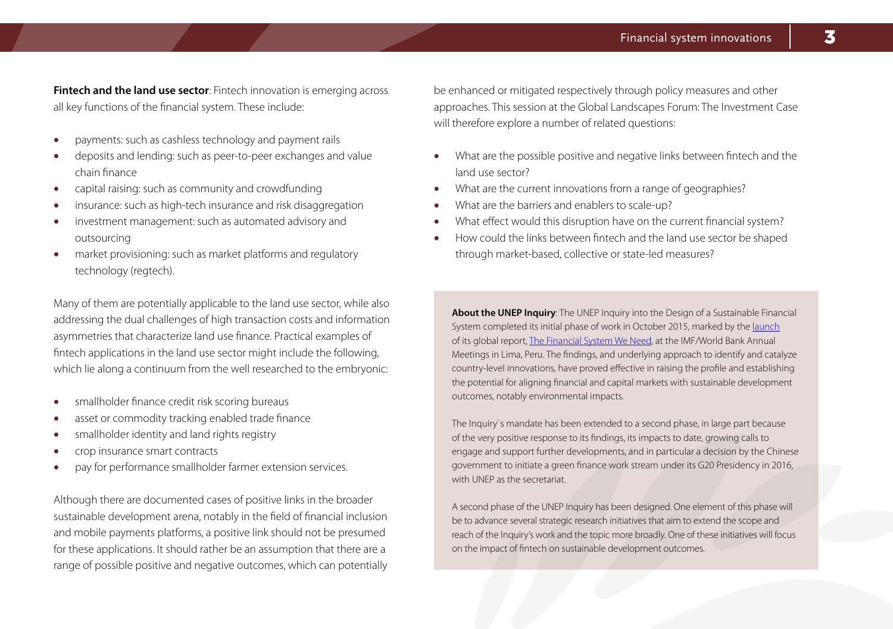**Fintech and the land use sector**: Fintech innovation is emerging across all key functions of the financial system. These include:

- payments: such as cashless technology and payment rails
- deposits and lending: such as peer-to-peer exchanges and value chain finance
- capital raising: such as community and crowdfunding
- insurance: such as high-tech insurance and risk disaggregation
- investment management: such as automated advisory and outsourcing
- market provisioning: such as market platforms and regulatory technology (regtech).

Many of them are potentially applicable to the land use sector, while also addressing the dual challenges of high transaction costs and information asymmetries that characterize land use finance. Practical examples of fintech applications in the land use sector might include the following, which lie along a continuum from the well researched to the embryonic:

- smallholder finance credit risk scoring bureaus
- asset or commodity tracking enabled trade finance
- smallholder identity and land rights registry
- crop insurance smart contracts
- pay for performance smallholder farmer extension services.

Although there are documented cases of positive links in the broader sustainable development arena, notably in the field of financial inclusion and mobile payments platforms, a positive link should not be presumed for these applications. It should rather be an assumption that there are a range of possible positive and negative outcomes, which can potentially be enhanced or mitigated respectively through policy measures and other approaches. This session at the Global Landscapes Forum: The Investment Case will therefore explore a number of related questions:

- What are the possible positive and negative links between fintech and the land use sector?
- What are the current innovations from a range of geographies?
- What are the barriers and enablers to scale-up?
- What effect would this disruption have on the current financial system?
- How could the links between fintech and the land use sector be shaped through market-based, collective or state-led measures?

**About the UNEP Inquiry**: The UNEP Inquiry into the Design of a Sustainable Financial System completed its initial phase of work in October 2015, marked by the launch of its global report, The Financial System We Need, at the IMF/World Bank Annual Meetings in Lima, Peru. The findings, and underlying approach to identify and catalyze country-level innovations, have proved effective in raising the profile and establishing the potential for aligning financial and capital markets with sustainable development outcomes, notably environmental impacts.

The Inquiry`s mandate has been extended to a second phase, in large part because of the very positive response to its findings, its impacts to date, growing calls to engage and support further developments, and in particular a decision by the Chinese government to initiate a green finance work stream under its G20 Presidency in 2016, with UNEP as the secretariat.

A second phase of the UNEP Inquiry has been designed. One element of this phase will be to advance several strategic research initiatives that aim to extend the scope and reach of the Inquiry's work and the topic more broadly. One of these initiatives will focus on the impact of fintech on sustainable development outcomes.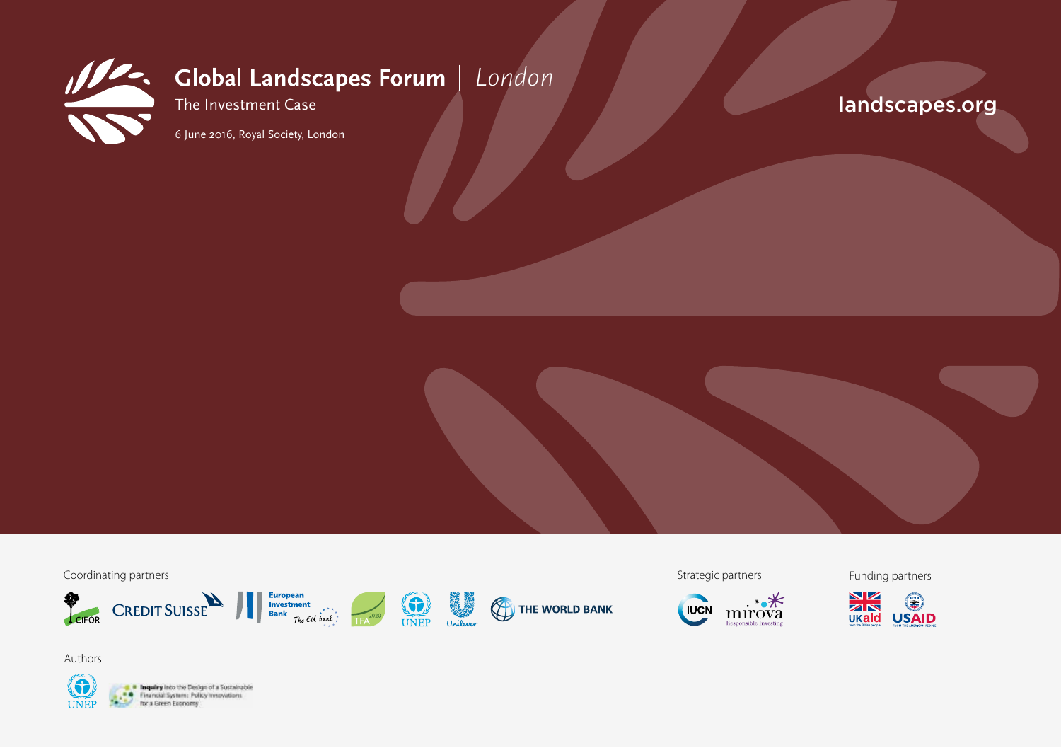# Global Landscapes Forum | *London*

The Investment Case

6 June 2016, Royal Society, London

landscapes.org

Coordinating partners

CIFOR
CREDIT SUISSE
European Investment Bank — The EU bank
TFA 2020
UNEP
Unilever
THE WORLD BANK

Strategic partners

IUCN
mirova — Responsible Investing

Funding partners

UKaid — from the British people
USAID — FROM THE AMERICAN PEOPLE

Authors

UNEP

Inquiry into the Design of a Sustainable Financial System: Policy Innovations for a Green Economy